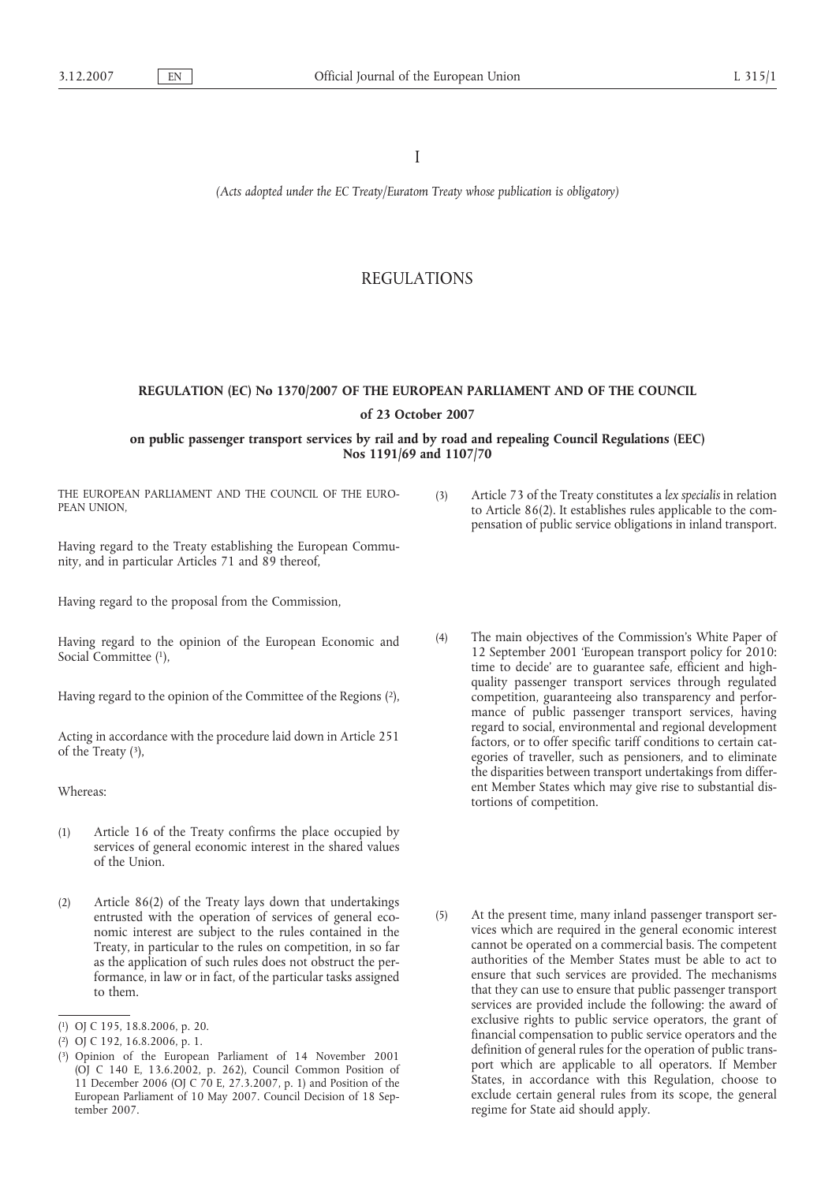I

*(Acts adopted under the EC Treaty/Euratom Treaty whose publication is obligatory)*

# REGULATIONS

## REGULATION (EC) No 1370/2007 OF THE EUROPEAN PARLIAMENT AND OF THE COUNCIL

### of 23 October 2007

### on public passenger transport services by rail and by road and repealing Council Regulations (EEC) Nos 1191/69 and 1107/70

THE EUROPEAN PARLIAMENT AND THE COUNCIL OF THE EUROPEAN UNION,

Having regard to the Treaty establishing the European Community, and in particular Articles 71 and 89 thereof,

Having regard to the proposal from the Commission,

Having regard to the opinion of the European Economic and Social Committee [1],

Having regard to the opinion of the Committee of the Regions [2],

Acting in accordance with the procedure laid down in Article 251 of the Treaty [3],

Whereas:

(1) Article 16 of the Treaty confirms the place occupied by services of general economic interest in the shared values of the Union.

(2) Article 86(2) of the Treaty lays down that undertakings entrusted with the operation of services of general economic interest are subject to the rules contained in the Treaty, in particular to the rules on competition, in so far as the application of such rules does not obstruct the performance, in law or in fact, of the particular tasks assigned to them.

(3) Article 73 of the Treaty constitutes a *lex specialis* in relation to Article 86(2). It establishes rules applicable to the compensation of public service obligations in inland transport.

(4) The main objectives of the Commission's White Paper of 12 September 2001 'European transport policy for 2010: time to decide' are to guarantee safe, efficient and high-quality passenger transport services through regulated competition, guaranteeing also transparency and performance of public passenger transport services, having regard to social, environmental and regional development factors, or to offer specific tariff conditions to certain categories of traveller, such as pensioners, and to eliminate the disparities between transport undertakings from different Member States which may give rise to substantial distortions of competition.

(5) At the present time, many inland passenger transport services which are required in the general economic interest cannot be operated on a commercial basis. The competent authorities of the Member States must be able to act to ensure that such services are provided. The mechanisms that they can use to ensure that public passenger transport services are provided include the following: the award of exclusive rights to public service operators, the grant of financial compensation to public service operators and the definition of general rules for the operation of public transport which are applicable to all operators. If Member States, in accordance with this Regulation, choose to exclude certain general rules from its scope, the general regime for State aid should apply.

---

[1] OJ C 195, 18.8.2006, p. 20.

[2] OJ C 192, 16.8.2006, p. 1.

[3] Opinion of the European Parliament of 14 November 2001 (OJ C 140 E, 13.6.2002, p. 262), Council Common Position of 11 December 2006 (OJ C 70 E, 27.3.2007, p. 1) and Position of the European Parliament of 10 May 2007. Council Decision of 18 September 2007.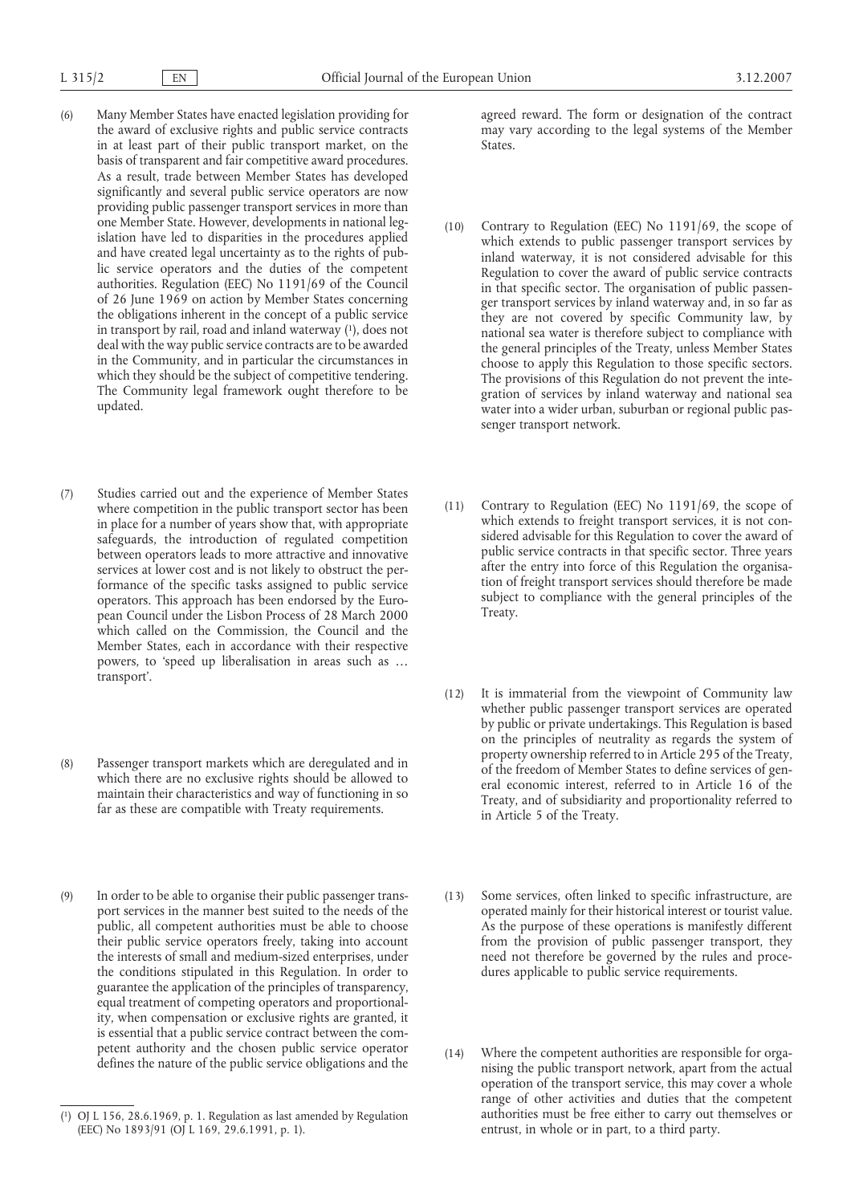(6) Many Member States have enacted legislation providing for the award of exclusive rights and public service contracts in at least part of their public transport market, on the basis of transparent and fair competitive award procedures. As a result, trade between Member States has developed significantly and several public service operators are now providing public passenger transport services in more than one Member State. However, developments in national legislation have led to disparities in the procedures applied and have created legal uncertainty as to the rights of public service operators and the duties of the competent authorities. Regulation (EEC) No 1191/69 of the Council of 26 June 1969 on action by Member States concerning the obligations inherent in the concept of a public service in transport by rail, road and inland waterway [1], does not deal with the way public service contracts are to be awarded in the Community, and in particular the circumstances in which they should be the subject of competitive tendering. The Community legal framework ought therefore to be updated.

(7) Studies carried out and the experience of Member States where competition in the public transport sector has been in place for a number of years show that, with appropriate safeguards, the introduction of regulated competition between operators leads to more attractive and innovative services at lower cost and is not likely to obstruct the performance of the specific tasks assigned to public service operators. This approach has been endorsed by the European Council under the Lisbon Process of 28 March 2000 which called on the Commission, the Council and the Member States, each in accordance with their respective powers, to 'speed up liberalisation in areas such as … transport'.

(8) Passenger transport markets which are deregulated and in which there are no exclusive rights should be allowed to maintain their characteristics and way of functioning in so far as these are compatible with Treaty requirements.

(9) In order to be able to organise their public passenger transport services in the manner best suited to the needs of the public, all competent authorities must be able to choose their public service operators freely, taking into account the interests of small and medium-sized enterprises, under the conditions stipulated in this Regulation. In order to guarantee the application of the principles of transparency, equal treatment of competing operators and proportionality, when compensation or exclusive rights are granted, it is essential that a public service contract between the competent authority and the chosen public service operator defines the nature of the public service obligations and the agreed reward. The form or designation of the contract may vary according to the legal systems of the Member States.

(10) Contrary to Regulation (EEC) No 1191/69, the scope of which extends to public passenger transport services by inland waterway, it is not considered advisable for this Regulation to cover the award of public service contracts in that specific sector. The organisation of public passenger transport services by inland waterway and, in so far as they are not covered by specific Community law, by national sea water is therefore subject to compliance with the general principles of the Treaty, unless Member States choose to apply this Regulation to those specific sectors. The provisions of this Regulation do not prevent the integration of services by inland waterway and national sea water into a wider urban, suburban or regional public passenger transport network.

(11) Contrary to Regulation (EEC) No 1191/69, the scope of which extends to freight transport services, it is not considered advisable for this Regulation to cover the award of public service contracts in that specific sector. Three years after the entry into force of this Regulation the organisation of freight transport services should therefore be made subject to compliance with the general principles of the Treaty.

(12) It is immaterial from the viewpoint of Community law whether public passenger transport services are operated by public or private undertakings. This Regulation is based on the principles of neutrality as regards the system of property ownership referred to in Article 295 of the Treaty, of the freedom of Member States to define services of general economic interest, referred to in Article 16 of the Treaty, and of subsidiarity and proportionality referred to in Article 5 of the Treaty.

(13) Some services, often linked to specific infrastructure, are operated mainly for their historical interest or tourist value. As the purpose of these operations is manifestly different from the provision of public passenger transport, they need not therefore be governed by the rules and procedures applicable to public service requirements.

(14) Where the competent authorities are responsible for organising the public transport network, apart from the actual operation of the transport service, this may cover a whole range of other activities and duties that the competent authorities must be free either to carry out themselves or entrust, in whole or in part, to a third party.

---

[1] OJ L 156, 28.6.1969, p. 1. Regulation as last amended by Regulation (EEC) No 1893/91 (OJ L 169, 29.6.1991, p. 1).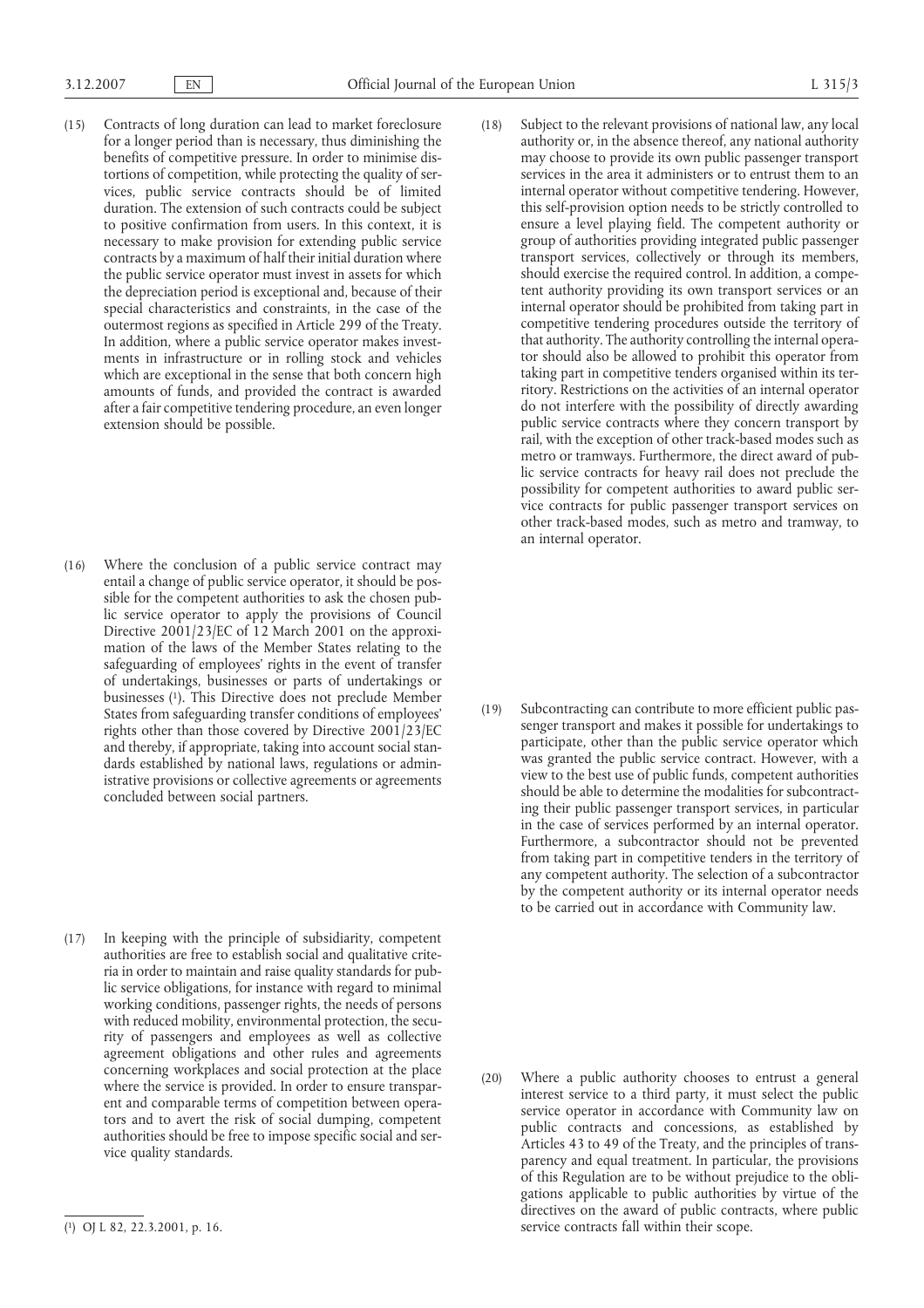(15) Contracts of long duration can lead to market foreclosure for a longer period than is necessary, thus diminishing the benefits of competitive pressure. In order to minimise distortions of competition, while protecting the quality of services, public service contracts should be of limited duration. The extension of such contracts could be subject to positive confirmation from users. In this context, it is necessary to make provision for extending public service contracts by a maximum of half their initial duration where the public service operator must invest in assets for which the depreciation period is exceptional and, because of their special characteristics and constraints, in the case of the outermost regions as specified in Article 299 of the Treaty. In addition, where a public service operator makes investments in infrastructure or in rolling stock and vehicles which are exceptional in the sense that both concern high amounts of funds, and provided the contract is awarded after a fair competitive tendering procedure, an even longer extension should be possible.

(16) Where the conclusion of a public service contract may entail a change of public service operator, it should be possible for the competent authorities to ask the chosen public service operator to apply the provisions of Council Directive 2001/23/EC of 12 March 2001 on the approximation of the laws of the Member States relating to the safeguarding of employees' rights in the event of transfer of undertakings, businesses or parts of undertakings or businesses [1]. This Directive does not preclude Member States from safeguarding transfer conditions of employees' rights other than those covered by Directive 2001/23/EC and thereby, if appropriate, taking into account social standards established by national laws, regulations or administrative provisions or collective agreements or agreements concluded between social partners.

(17) In keeping with the principle of subsidiarity, competent authorities are free to establish social and qualitative criteria in order to maintain and raise quality standards for public service obligations, for instance with regard to minimal working conditions, passenger rights, the needs of persons with reduced mobility, environmental protection, the security of passengers and employees as well as collective agreement obligations and other rules and agreements concerning workplaces and social protection at the place where the service is provided. In order to ensure transparent and comparable terms of competition between operators and to avert the risk of social dumping, competent authorities should be free to impose specific social and service quality standards.

(18) Subject to the relevant provisions of national law, any local authority or, in the absence thereof, any national authority may choose to provide its own public passenger transport services in the area it administers or to entrust them to an internal operator without competitive tendering. However, this self-provision option needs to be strictly controlled to ensure a level playing field. The competent authority or group of authorities providing integrated public passenger transport services, collectively or through its members, should exercise the required control. In addition, a competent authority providing its own transport services or an internal operator should be prohibited from taking part in competitive tendering procedures outside the territory of that authority. The authority controlling the internal operator should also be allowed to prohibit this operator from taking part in competitive tenders organised within its territory. Restrictions on the activities of an internal operator do not interfere with the possibility of directly awarding public service contracts where they concern transport by rail, with the exception of other track-based modes such as metro or tramways. Furthermore, the direct award of public service contracts for heavy rail does not preclude the possibility for competent authorities to award public service contracts for public passenger transport services on other track-based modes, such as metro and tramway, to an internal operator.

(19) Subcontracting can contribute to more efficient public passenger transport and makes it possible for undertakings to participate, other than the public service operator which was granted the public service contract. However, with a view to the best use of public funds, competent authorities should be able to determine the modalities for subcontracting their public passenger transport services, in particular in the case of services performed by an internal operator. Furthermore, a subcontractor should not be prevented from taking part in competitive tenders in the territory of any competent authority. The selection of a subcontractor by the competent authority or its internal operator needs to be carried out in accordance with Community law.

(20) Where a public authority chooses to entrust a general interest service to a third party, it must select the public service operator in accordance with Community law on public contracts and concessions, as established by Articles 43 to 49 of the Treaty, and the principles of transparency and equal treatment. In particular, the provisions of this Regulation are to be without prejudice to the obligations applicable to public authorities by virtue of the directives on the award of public contracts, where public service contracts fall within their scope.

[1] OJ L 82, 22.3.2001, p. 16.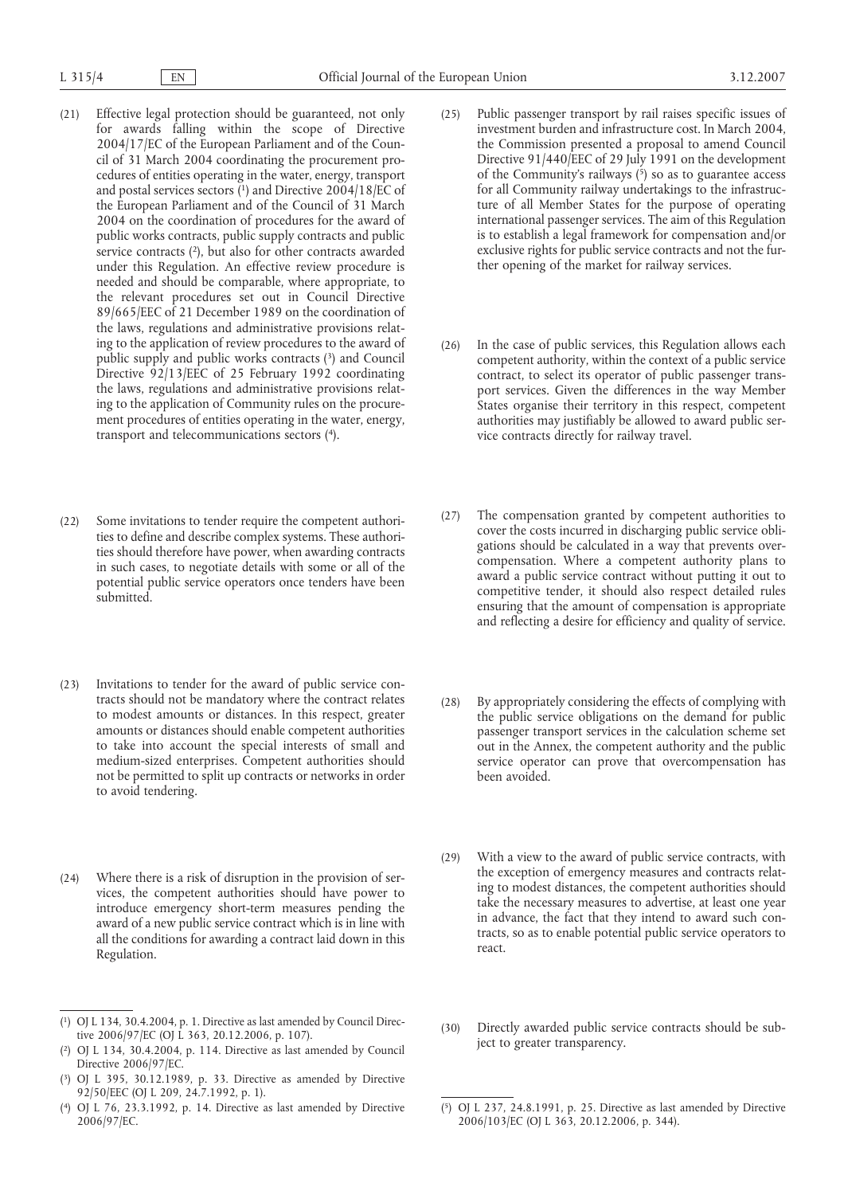(21) Effective legal protection should be guaranteed, not only for awards falling within the scope of Directive 2004/17/EC of the European Parliament and of the Council of 31 March 2004 coordinating the procurement procedures of entities operating in the water, energy, transport and postal services sectors [1] and Directive 2004/18/EC of the European Parliament and of the Council of 31 March 2004 on the coordination of procedures for the award of public works contracts, public supply contracts and public service contracts [2], but also for other contracts awarded under this Regulation. An effective review procedure is needed and should be comparable, where appropriate, to the relevant procedures set out in Council Directive 89/665/EEC of 21 December 1989 on the coordination of the laws, regulations and administrative provisions relating to the application of review procedures to the award of public supply and public works contracts [3] and Council Directive 92/13/EEC of 25 February 1992 coordinating the laws, regulations and administrative provisions relating to the application of Community rules on the procurement procedures of entities operating in the water, energy, transport and telecommunications sectors [4].

(22) Some invitations to tender require the competent authorities to define and describe complex systems. These authorities should therefore have power, when awarding contracts in such cases, to negotiate details with some or all of the potential public service operators once tenders have been submitted.

(23) Invitations to tender for the award of public service contracts should not be mandatory where the contract relates to modest amounts or distances. In this respect, greater amounts or distances should enable competent authorities to take into account the special interests of small and medium-sized enterprises. Competent authorities should not be permitted to split up contracts or networks in order to avoid tendering.

(24) Where there is a risk of disruption in the provision of services, the competent authorities should have power to introduce emergency short-term measures pending the award of a new public service contract which is in line with all the conditions for awarding a contract laid down in this Regulation.

(25) Public passenger transport by rail raises specific issues of investment burden and infrastructure cost. In March 2004, the Commission presented a proposal to amend Council Directive 91/440/EEC of 29 July 1991 on the development of the Community's railways [5] so as to guarantee access for all Community railway undertakings to the infrastructure of all Member States for the purpose of operating international passenger services. The aim of this Regulation is to establish a legal framework for compensation and/or exclusive rights for public service contracts and not the further opening of the market for railway services.

(26) In the case of public services, this Regulation allows each competent authority, within the context of a public service contract, to select its operator of public passenger transport services. Given the differences in the way Member States organise their territory in this respect, competent authorities may justifiably be allowed to award public service contracts directly for railway travel.

(27) The compensation granted by competent authorities to cover the costs incurred in discharging public service obligations should be calculated in a way that prevents overcompensation. Where a competent authority plans to award a public service contract without putting it out to competitive tender, it should also respect detailed rules ensuring that the amount of compensation is appropriate and reflecting a desire for efficiency and quality of service.

(28) By appropriately considering the effects of complying with the public service obligations on the demand for public passenger transport services in the calculation scheme set out in the Annex, the competent authority and the public service operator can prove that overcompensation has been avoided.

(29) With a view to the award of public service contracts, with the exception of emergency measures and contracts relating to modest distances, the competent authorities should take the necessary measures to advertise, at least one year in advance, the fact that they intend to award such contracts, so as to enable potential public service operators to react.

(30) Directly awarded public service contracts should be subject to greater transparency.

---

[1] OJ L 134, 30.4.2004, p. 1. Directive as last amended by Council Directive 2006/97/EC (OJ L 363, 20.12.2006, p. 107).

[2] OJ L 134, 30.4.2004, p. 114. Directive as last amended by Council Directive 2006/97/EC.

[3] OJ L 395, 30.12.1989, p. 33. Directive as amended by Directive 92/50/EEC (OJ L 209, 24.7.1992, p. 1).

[4] OJ L 76, 23.3.1992, p. 14. Directive as last amended by Directive 2006/97/EC.

[5] OJ L 237, 24.8.1991, p. 25. Directive as last amended by Directive 2006/103/EC (OJ L 363, 20.12.2006, p. 344).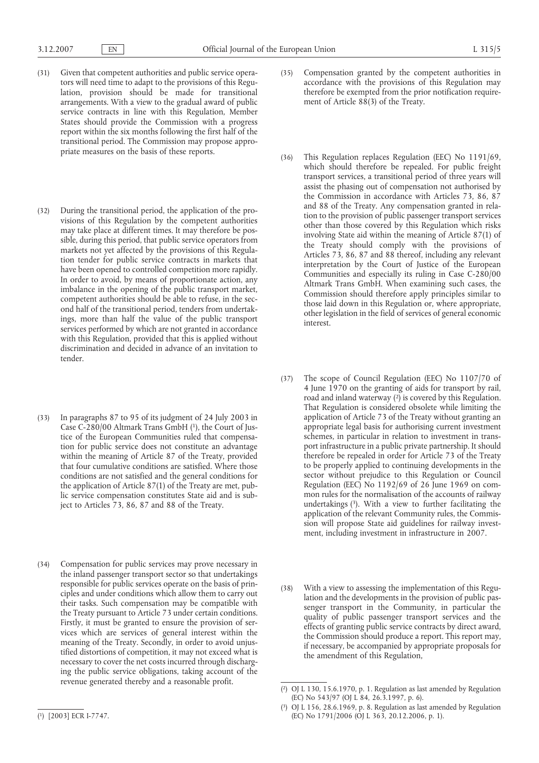(31) Given that competent authorities and public service operators will need time to adapt to the provisions of this Regulation, provision should be made for transitional arrangements. With a view to the gradual award of public service contracts in line with this Regulation, Member States should provide the Commission with a progress report within the six months following the first half of the transitional period. The Commission may propose appropriate measures on the basis of these reports.

(32) During the transitional period, the application of the provisions of this Regulation by the competent authorities may take place at different times. It may therefore be possible, during this period, that public service operators from markets not yet affected by the provisions of this Regulation tender for public service contracts in markets that have been opened to controlled competition more rapidly. In order to avoid, by means of proportionate action, any imbalance in the opening of the public transport market, competent authorities should be able to refuse, in the second half of the transitional period, tenders from undertakings, more than half the value of the public transport services performed by which are not granted in accordance with this Regulation, provided that this is applied without discrimination and decided in advance of an invitation to tender.

(33) In paragraphs 87 to 95 of its judgment of 24 July 2003 in Case C-280/00 Altmark Trans GmbH [1], the Court of Justice of the European Communities ruled that compensation for public service does not constitute an advantage within the meaning of Article 87 of the Treaty, provided that four cumulative conditions are satisfied. Where those conditions are not satisfied and the general conditions for the application of Article 87(1) of the Treaty are met, public service compensation constitutes State aid and is subject to Articles 73, 86, 87 and 88 of the Treaty.

(34) Compensation for public services may prove necessary in the inland passenger transport sector so that undertakings responsible for public services operate on the basis of principles and under conditions which allow them to carry out their tasks. Such compensation may be compatible with the Treaty pursuant to Article 73 under certain conditions. Firstly, it must be granted to ensure the provision of services which are services of general interest within the meaning of the Treaty. Secondly, in order to avoid unjustified distortions of competition, it may not exceed what is necessary to cover the net costs incurred through discharging the public service obligations, taking account of the revenue generated thereby and a reasonable profit.

(35) Compensation granted by the competent authorities in accordance with the provisions of this Regulation may therefore be exempted from the prior notification requirement of Article 88(3) of the Treaty.

(36) This Regulation replaces Regulation (EEC) No 1191/69, which should therefore be repealed. For public freight transport services, a transitional period of three years will assist the phasing out of compensation not authorised by the Commission in accordance with Articles 73, 86, 87 and 88 of the Treaty. Any compensation granted in relation to the provision of public passenger transport services other than those covered by this Regulation which risks involving State aid within the meaning of Article 87(1) of the Treaty should comply with the provisions of Articles 73, 86, 87 and 88 thereof, including any relevant interpretation by the Court of Justice of the European Communities and especially its ruling in Case C-280/00 Altmark Trans GmbH. When examining such cases, the Commission should therefore apply principles similar to those laid down in this Regulation or, where appropriate, other legislation in the field of services of general economic interest.

(37) The scope of Council Regulation (EEC) No 1107/70 of 4 June 1970 on the granting of aids for transport by rail, road and inland waterway [2] is covered by this Regulation. That Regulation is considered obsolete while limiting the application of Article 73 of the Treaty without granting an appropriate legal basis for authorising current investment schemes, in particular in relation to investment in transport infrastructure in a public private partnership. It should therefore be repealed in order for Article 73 of the Treaty to be properly applied to continuing developments in the sector without prejudice to this Regulation or Council Regulation (EEC) No 1192/69 of 26 June 1969 on common rules for the normalisation of the accounts of railway undertakings [3]. With a view to further facilitating the application of the relevant Community rules, the Commission will propose State aid guidelines for railway investment, including investment in infrastructure in 2007.

(38) With a view to assessing the implementation of this Regulation and the developments in the provision of public passenger transport in the Community, in particular the quality of public passenger transport services and the effects of granting public service contracts by direct award, the Commission should produce a report. This report may, if necessary, be accompanied by appropriate proposals for the amendment of this Regulation,

---

[1] [2003] ECR I-7747.

[2] OJ L 130, 15.6.1970, p. 1. Regulation as last amended by Regulation (EC) No 543/97 (OJ L 84, 26.3.1997, p. 6).

[3] OJ L 156, 28.6.1969, p. 8. Regulation as last amended by Regulation (EC) No 1791/2006 (OJ L 363, 20.12.2006, p. 1).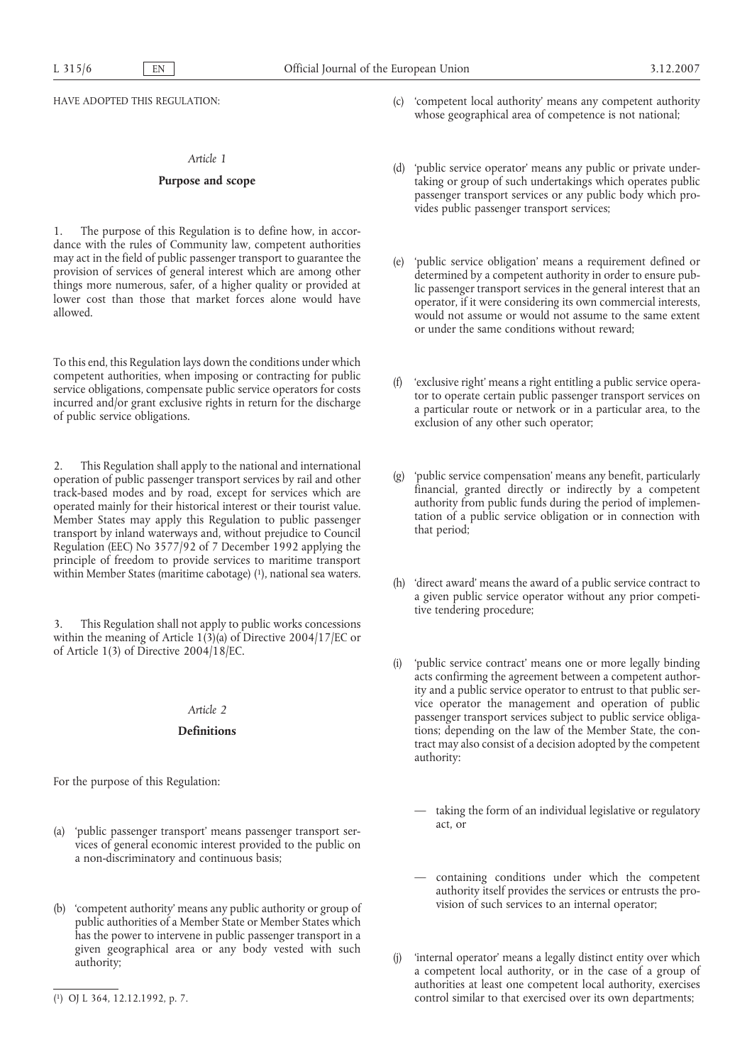HAVE ADOPTED THIS REGULATION:

*Article 1*

**Purpose and scope**

1. The purpose of this Regulation is to define how, in accordance with the rules of Community law, competent authorities may act in the field of public passenger transport to guarantee the provision of services of general interest which are among other things more numerous, safer, of a higher quality or provided at lower cost than those that market forces alone would have allowed.

To this end, this Regulation lays down the conditions under which competent authorities, when imposing or contracting for public service obligations, compensate public service operators for costs incurred and/or grant exclusive rights in return for the discharge of public service obligations.

2. This Regulation shall apply to the national and international operation of public passenger transport services by rail and other track-based modes and by road, except for services which are operated mainly for their historical interest or their tourist value. Member States may apply this Regulation to public passenger transport by inland waterways and, without prejudice to Council Regulation (EEC) No 3577/92 of 7 December 1992 applying the principle of freedom to provide services to maritime transport within Member States (maritime cabotage) [1], national sea waters.

3. This Regulation shall not apply to public works concessions within the meaning of Article 1(3)(a) of Directive 2004/17/EC or of Article 1(3) of Directive 2004/18/EC.

*Article 2*

**Definitions**

For the purpose of this Regulation:

(a) 'public passenger transport' means passenger transport services of general economic interest provided to the public on a non-discriminatory and continuous basis;

(b) 'competent authority' means any public authority or group of public authorities of a Member State or Member States which has the power to intervene in public passenger transport in a given geographical area or any body vested with such authority;

(c) 'competent local authority' means any competent authority whose geographical area of competence is not national;

(d) 'public service operator' means any public or private undertaking or group of such undertakings which operates public passenger transport services or any public body which provides public passenger transport services;

(e) 'public service obligation' means a requirement defined or determined by a competent authority in order to ensure public passenger transport services in the general interest that an operator, if it were considering its own commercial interests, would not assume or would not assume to the same extent or under the same conditions without reward;

(f) 'exclusive right' means a right entitling a public service operator to operate certain public passenger transport services on a particular route or network or in a particular area, to the exclusion of any other such operator;

(g) 'public service compensation' means any benefit, particularly financial, granted directly or indirectly by a competent authority from public funds during the period of implementation of a public service obligation or in connection with that period;

(h) 'direct award' means the award of a public service contract to a given public service operator without any prior competitive tendering procedure;

(i) 'public service contract' means one or more legally binding acts confirming the agreement between a competent authority and a public service operator to entrust to that public service operator the management and operation of public passenger transport services subject to public service obligations; depending on the law of the Member State, the contract may also consist of a decision adopted by the competent authority:

- taking the form of an individual legislative or regulatory act, or

- containing conditions under which the competent authority itself provides the services or entrusts the provision of such services to an internal operator;

(j) 'internal operator' means a legally distinct entity over which a competent local authority, or in the case of a group of authorities at least one competent local authority, exercises control similar to that exercised over its own departments;

---

[1] OJ L 364, 12.12.1992, p. 7.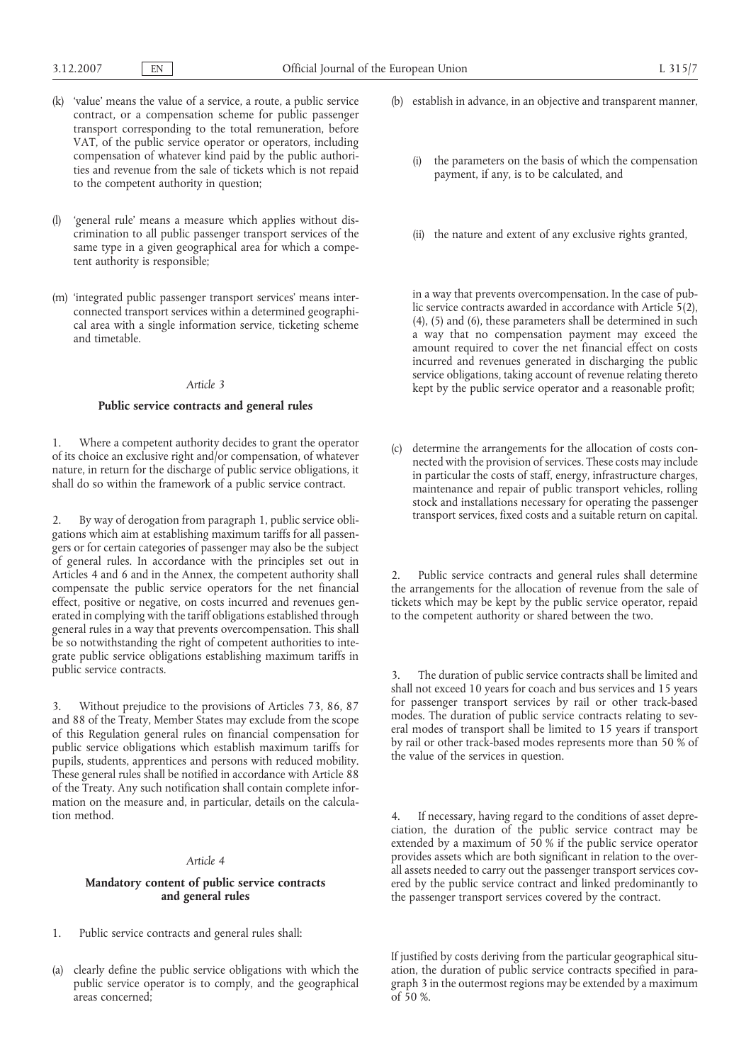(k) 'value' means the value of a service, a route, a public service contract, or a compensation scheme for public passenger transport corresponding to the total remuneration, before VAT, of the public service operator or operators, including compensation of whatever kind paid by the public authorities and revenue from the sale of tickets which is not repaid to the competent authority in question;

(l) 'general rule' means a measure which applies without discrimination to all public passenger transport services of the same type in a given geographical area for which a competent authority is responsible;

(m) 'integrated public passenger transport services' means interconnected transport services within a determined geographical area with a single information service, ticketing scheme and timetable.

*Article 3*

**Public service contracts and general rules**

1. Where a competent authority decides to grant the operator of its choice an exclusive right and/or compensation, of whatever nature, in return for the discharge of public service obligations, it shall do so within the framework of a public service contract.

2. By way of derogation from paragraph 1, public service obligations which aim at establishing maximum tariffs for all passengers or for certain categories of passenger may also be the subject of general rules. In accordance with the principles set out in Articles 4 and 6 and in the Annex, the competent authority shall compensate the public service operators for the net financial effect, positive or negative, on costs incurred and revenues generated in complying with the tariff obligations established through general rules in a way that prevents overcompensation. This shall be so notwithstanding the right of competent authorities to integrate public service obligations establishing maximum tariffs in public service contracts.

3. Without prejudice to the provisions of Articles 73, 86, 87 and 88 of the Treaty, Member States may exclude from the scope of this Regulation general rules on financial compensation for public service obligations which establish maximum tariffs for pupils, students, apprentices and persons with reduced mobility. These general rules shall be notified in accordance with Article 88 of the Treaty. Any such notification shall contain complete information on the measure and, in particular, details on the calculation method.

*Article 4*

**Mandatory content of public service contracts and general rules**

1. Public service contracts and general rules shall:

(a) clearly define the public service obligations with which the public service operator is to comply, and the geographical areas concerned;

(b) establish in advance, in an objective and transparent manner,

(i) the parameters on the basis of which the compensation payment, if any, is to be calculated, and

(ii) the nature and extent of any exclusive rights granted,

in a way that prevents overcompensation. In the case of public service contracts awarded in accordance with Article 5(2), (4), (5) and (6), these parameters shall be determined in such a way that no compensation payment may exceed the amount required to cover the net financial effect on costs incurred and revenues generated in discharging the public service obligations, taking account of revenue relating thereto kept by the public service operator and a reasonable profit;

(c) determine the arrangements for the allocation of costs connected with the provision of services. These costs may include in particular the costs of staff, energy, infrastructure charges, maintenance and repair of public transport vehicles, rolling stock and installations necessary for operating the passenger transport services, fixed costs and a suitable return on capital.

2. Public service contracts and general rules shall determine the arrangements for the allocation of revenue from the sale of tickets which may be kept by the public service operator, repaid to the competent authority or shared between the two.

3. The duration of public service contracts shall be limited and shall not exceed 10 years for coach and bus services and 15 years for passenger transport services by rail or other track-based modes. The duration of public service contracts relating to several modes of transport shall be limited to 15 years if transport by rail or other track-based modes represents more than 50 % of the value of the services in question.

4. If necessary, having regard to the conditions of asset depreciation, the duration of the public service contract may be extended by a maximum of 50 % if the public service operator provides assets which are both significant in relation to the overall assets needed to carry out the passenger transport services covered by the public service contract and linked predominantly to the passenger transport services covered by the contract.

If justified by costs deriving from the particular geographical situation, the duration of public service contracts specified in paragraph 3 in the outermost regions may be extended by a maximum of 50 %.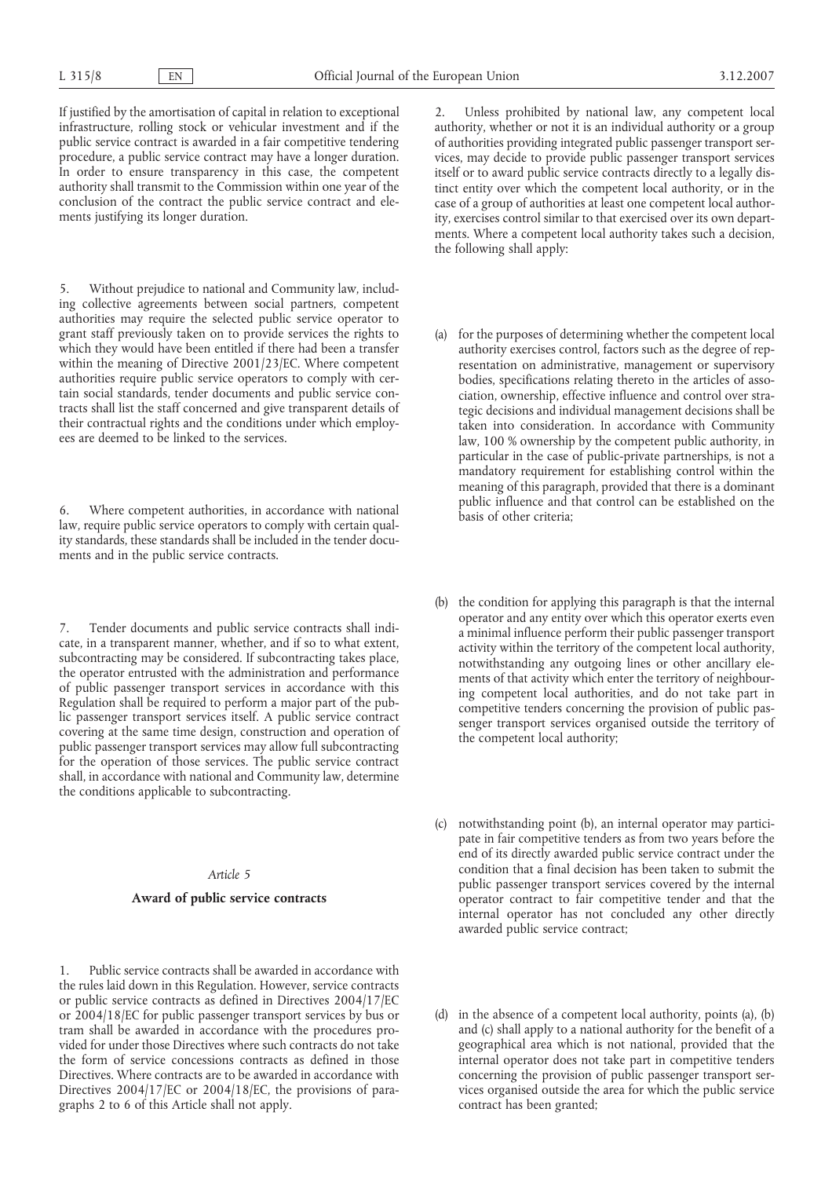If justified by the amortisation of capital in relation to exceptional infrastructure, rolling stock or vehicular investment and if the public service contract is awarded in a fair competitive tendering procedure, a public service contract may have a longer duration. In order to ensure transparency in this case, the competent authority shall transmit to the Commission within one year of the conclusion of the contract the public service contract and elements justifying its longer duration.

5. Without prejudice to national and Community law, including collective agreements between social partners, competent authorities may require the selected public service operator to grant staff previously taken on to provide services the rights to which they would have been entitled if there had been a transfer within the meaning of Directive 2001/23/EC. Where competent authorities require public service operators to comply with certain social standards, tender documents and public service contracts shall list the staff concerned and give transparent details of their contractual rights and the conditions under which employees are deemed to be linked to the services.

6. Where competent authorities, in accordance with national law, require public service operators to comply with certain quality standards, these standards shall be included in the tender documents and in the public service contracts.

7. Tender documents and public service contracts shall indicate, in a transparent manner, whether, and if so to what extent, subcontracting may be considered. If subcontracting takes place, the operator entrusted with the administration and performance of public passenger transport services in accordance with this Regulation shall be required to perform a major part of the public passenger transport services itself. A public service contract covering at the same time design, construction and operation of public passenger transport services may allow full subcontracting for the operation of those services. The public service contract shall, in accordance with national and Community law, determine the conditions applicable to subcontracting.

*Article 5*

**Award of public service contracts**

1. Public service contracts shall be awarded in accordance with the rules laid down in this Regulation. However, service contracts or public service contracts as defined in Directives 2004/17/EC or 2004/18/EC for public passenger transport services by bus or tram shall be awarded in accordance with the procedures provided for under those Directives where such contracts do not take the form of service concessions contracts as defined in those Directives. Where contracts are to be awarded in accordance with Directives 2004/17/EC or 2004/18/EC, the provisions of paragraphs 2 to 6 of this Article shall not apply.

2. Unless prohibited by national law, any competent local authority, whether or not it is an individual authority or a group of authorities providing integrated public passenger transport services, may decide to provide public passenger transport services itself or to award public service contracts directly to a legally distinct entity over which the competent local authority, or in the case of a group of authorities at least one competent local authority, exercises control similar to that exercised over its own departments. Where a competent local authority takes such a decision, the following shall apply:

(a) for the purposes of determining whether the competent local authority exercises control, factors such as the degree of representation on administrative, management or supervisory bodies, specifications relating thereto in the articles of association, ownership, effective influence and control over strategic decisions and individual management decisions shall be taken into consideration. In accordance with Community law, 100 % ownership by the competent public authority, in particular in the case of public-private partnerships, is not a mandatory requirement for establishing control within the meaning of this paragraph, provided that there is a dominant public influence and that control can be established on the basis of other criteria;

(b) the condition for applying this paragraph is that the internal operator and any entity over which this operator exerts even a minimal influence perform their public passenger transport activity within the territory of the competent local authority, notwithstanding any outgoing lines or other ancillary elements of that activity which enter the territory of neighbouring competent local authorities, and do not take part in competitive tenders concerning the provision of public passenger transport services organised outside the territory of the competent local authority;

(c) notwithstanding point (b), an internal operator may participate in fair competitive tenders as from two years before the end of its directly awarded public service contract under the condition that a final decision has been taken to submit the public passenger transport services covered by the internal operator contract to fair competitive tender and that the internal operator has not concluded any other directly awarded public service contract;

(d) in the absence of a competent local authority, points (a), (b) and (c) shall apply to a national authority for the benefit of a geographical area which is not national, provided that the internal operator does not take part in competitive tenders concerning the provision of public passenger transport services organised outside the area for which the public service contract has been granted;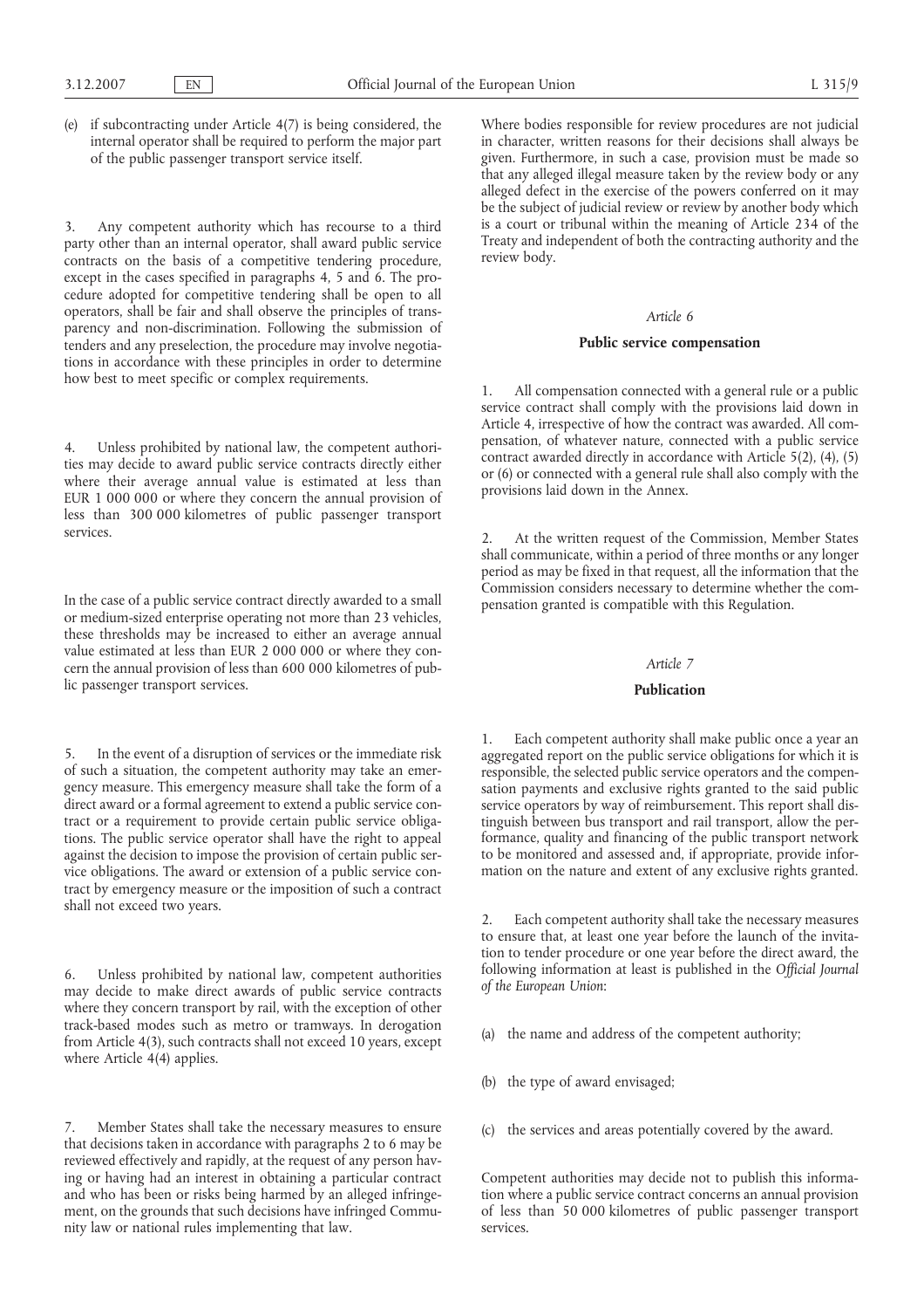(e) if subcontracting under Article 4(7) is being considered, the internal operator shall be required to perform the major part of the public passenger transport service itself.

3. Any competent authority which has recourse to a third party other than an internal operator, shall award public service contracts on the basis of a competitive tendering procedure, except in the cases specified in paragraphs 4, 5 and 6. The procedure adopted for competitive tendering shall be open to all operators, shall be fair and shall observe the principles of transparency and non-discrimination. Following the submission of tenders and any preselection, the procedure may involve negotiations in accordance with these principles in order to determine how best to meet specific or complex requirements.

4. Unless prohibited by national law, the competent authorities may decide to award public service contracts directly either where their average annual value is estimated at less than EUR 1 000 000 or where they concern the annual provision of less than 300 000 kilometres of public passenger transport services.

In the case of a public service contract directly awarded to a small or medium-sized enterprise operating not more than 23 vehicles, these thresholds may be increased to either an average annual value estimated at less than EUR 2 000 000 or where they concern the annual provision of less than 600 000 kilometres of public passenger transport services.

5. In the event of a disruption of services or the immediate risk of such a situation, the competent authority may take an emergency measure. This emergency measure shall take the form of a direct award or a formal agreement to extend a public service contract or a requirement to provide certain public service obligations. The public service operator shall have the right to appeal against the decision to impose the provision of certain public service obligations. The award or extension of a public service contract by emergency measure or the imposition of such a contract shall not exceed two years.

6. Unless prohibited by national law, competent authorities may decide to make direct awards of public service contracts where they concern transport by rail, with the exception of other track-based modes such as metro or tramways. In derogation from Article 4(3), such contracts shall not exceed 10 years, except where Article 4(4) applies.

7. Member States shall take the necessary measures to ensure that decisions taken in accordance with paragraphs 2 to 6 may be reviewed effectively and rapidly, at the request of any person having or having had an interest in obtaining a particular contract and who has been or risks being harmed by an alleged infringement, on the grounds that such decisions have infringed Community law or national rules implementing that law.

Where bodies responsible for review procedures are not judicial in character, written reasons for their decisions shall always be given. Furthermore, in such a case, provision must be made so that any alleged illegal measure taken by the review body or any alleged defect in the exercise of the powers conferred on it may be the subject of judicial review or review by another body which is a court or tribunal within the meaning of Article 234 of the Treaty and independent of both the contracting authority and the review body.

*Article 6*

## Public service compensation

1. All compensation connected with a general rule or a public service contract shall comply with the provisions laid down in Article 4, irrespective of how the contract was awarded. All compensation, of whatever nature, connected with a public service contract awarded directly in accordance with Article 5(2), (4), (5) or (6) or connected with a general rule shall also comply with the provisions laid down in the Annex.

2. At the written request of the Commission, Member States shall communicate, within a period of three months or any longer period as may be fixed in that request, all the information that the Commission considers necessary to determine whether the compensation granted is compatible with this Regulation.

*Article 7*

## Publication

1. Each competent authority shall make public once a year an aggregated report on the public service obligations for which it is responsible, the selected public service operators and the compensation payments and exclusive rights granted to the said public service operators by way of reimbursement. This report shall distinguish between bus transport and rail transport, allow the performance, quality and financing of the public transport network to be monitored and assessed and, if appropriate, provide information on the nature and extent of any exclusive rights granted.

2. Each competent authority shall take the necessary measures to ensure that, at least one year before the launch of the invitation to tender procedure or one year before the direct award, the following information at least is published in the *Official Journal of the European Union*:

(a) the name and address of the competent authority;

(b) the type of award envisaged;

(c) the services and areas potentially covered by the award.

Competent authorities may decide not to publish this information where a public service contract concerns an annual provision of less than 50 000 kilometres of public passenger transport services.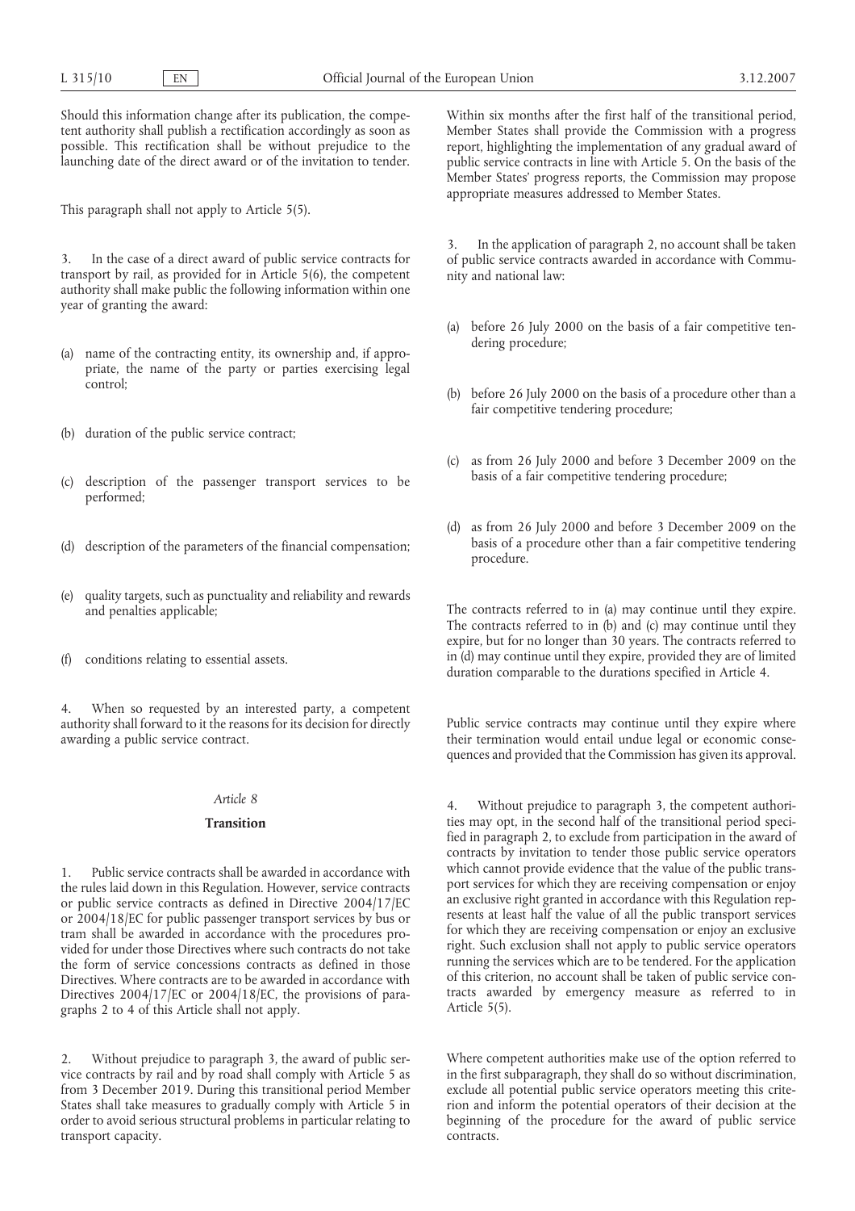Should this information change after its publication, the competent authority shall publish a rectification accordingly as soon as possible. This rectification shall be without prejudice to the launching date of the direct award or of the invitation to tender.

This paragraph shall not apply to Article 5(5).

3. In the case of a direct award of public service contracts for transport by rail, as provided for in Article 5(6), the competent authority shall make public the following information within one year of granting the award:

(a) name of the contracting entity, its ownership and, if appropriate, the name of the party or parties exercising legal control;

(b) duration of the public service contract;

(c) description of the passenger transport services to be performed;

(d) description of the parameters of the financial compensation;

(e) quality targets, such as punctuality and reliability and rewards and penalties applicable;

(f) conditions relating to essential assets.

4. When so requested by an interested party, a competent authority shall forward to it the reasons for its decision for directly awarding a public service contract.

### *Article 8*

### Transition

1. Public service contracts shall be awarded in accordance with the rules laid down in this Regulation. However, service contracts or public service contracts as defined in Directive 2004/17/EC or 2004/18/EC for public passenger transport services by bus or tram shall be awarded in accordance with the procedures provided for under those Directives where such contracts do not take the form of service concessions contracts as defined in those Directives. Where contracts are to be awarded in accordance with Directives 2004/17/EC or 2004/18/EC, the provisions of paragraphs 2 to 4 of this Article shall not apply.

2. Without prejudice to paragraph 3, the award of public service contracts by rail and by road shall comply with Article 5 as from 3 December 2019. During this transitional period Member States shall take measures to gradually comply with Article 5 in order to avoid serious structural problems in particular relating to transport capacity.

Within six months after the first half of the transitional period, Member States shall provide the Commission with a progress report, highlighting the implementation of any gradual award of public service contracts in line with Article 5. On the basis of the Member States' progress reports, the Commission may propose appropriate measures addressed to Member States.

3. In the application of paragraph 2, no account shall be taken of public service contracts awarded in accordance with Community and national law:

(a) before 26 July 2000 on the basis of a fair competitive tendering procedure;

(b) before 26 July 2000 on the basis of a procedure other than a fair competitive tendering procedure;

(c) as from 26 July 2000 and before 3 December 2009 on the basis of a fair competitive tendering procedure;

(d) as from 26 July 2000 and before 3 December 2009 on the basis of a procedure other than a fair competitive tendering procedure.

The contracts referred to in (a) may continue until they expire. The contracts referred to in (b) and (c) may continue until they expire, but for no longer than 30 years. The contracts referred to in (d) may continue until they expire, provided they are of limited duration comparable to the durations specified in Article 4.

Public service contracts may continue until they expire where their termination would entail undue legal or economic consequences and provided that the Commission has given its approval.

4. Without prejudice to paragraph 3, the competent authorities may opt, in the second half of the transitional period specified in paragraph 2, to exclude from participation in the award of contracts by invitation to tender those public service operators which cannot provide evidence that the value of the public transport services for which they are receiving compensation or enjoy an exclusive right granted in accordance with this Regulation represents at least half the value of all the public transport services for which they are receiving compensation or enjoy an exclusive right. Such exclusion shall not apply to public service operators running the services which are to be tendered. For the application of this criterion, no account shall be taken of public service contracts awarded by emergency measure as referred to in Article 5(5).

Where competent authorities make use of the option referred to in the first subparagraph, they shall do so without discrimination, exclude all potential public service operators meeting this criterion and inform the potential operators of their decision at the beginning of the procedure for the award of public service contracts.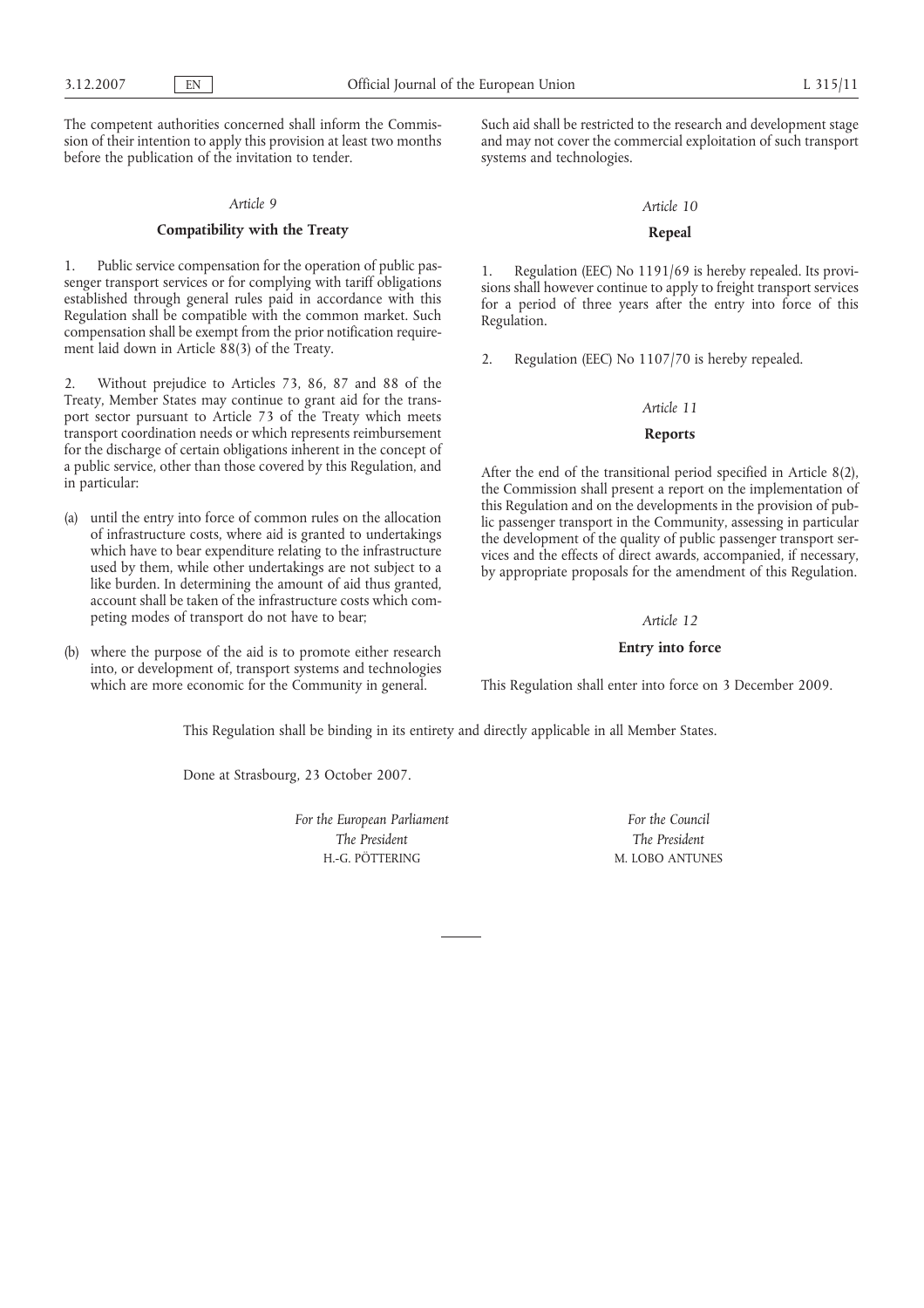The competent authorities concerned shall inform the Commission of their intention to apply this provision at least two months before the publication of the invitation to tender.

*Article 9*

**Compatibility with the Treaty**

1. Public service compensation for the operation of public passenger transport services or for complying with tariff obligations established through general rules paid in accordance with this Regulation shall be compatible with the common market. Such compensation shall be exempt from the prior notification requirement laid down in Article 88(3) of the Treaty.

2. Without prejudice to Articles 73, 86, 87 and 88 of the Treaty, Member States may continue to grant aid for the transport sector pursuant to Article 73 of the Treaty which meets transport coordination needs or which represents reimbursement for the discharge of certain obligations inherent in the concept of a public service, other than those covered by this Regulation, and in particular:

(a) until the entry into force of common rules on the allocation of infrastructure costs, where aid is granted to undertakings which have to bear expenditure relating to the infrastructure used by them, while other undertakings are not subject to a like burden. In determining the amount of aid thus granted, account shall be taken of the infrastructure costs which competing modes of transport do not have to bear;

(b) where the purpose of the aid is to promote either research into, or development of, transport systems and technologies which are more economic for the Community in general.

Such aid shall be restricted to the research and development stage and may not cover the commercial exploitation of such transport systems and technologies.

*Article 10*

**Repeal**

1. Regulation (EEC) No 1191/69 is hereby repealed. Its provisions shall however continue to apply to freight transport services for a period of three years after the entry into force of this Regulation.

2. Regulation (EEC) No 1107/70 is hereby repealed.

*Article 11*

**Reports**

After the end of the transitional period specified in Article 8(2), the Commission shall present a report on the implementation of this Regulation and on the developments in the provision of public passenger transport in the Community, assessing in particular the development of the quality of public passenger transport services and the effects of direct awards, accompanied, if necessary, by appropriate proposals for the amendment of this Regulation.

*Article 12*

**Entry into force**

This Regulation shall enter into force on 3 December 2009.

This Regulation shall be binding in its entirety and directly applicable in all Member States.

Done at Strasbourg, 23 October 2007.

*For the European Parliament*
*The President*
H.-G. PÖTTERING

*For the Council*
*The President*
M. LOBO ANTUNES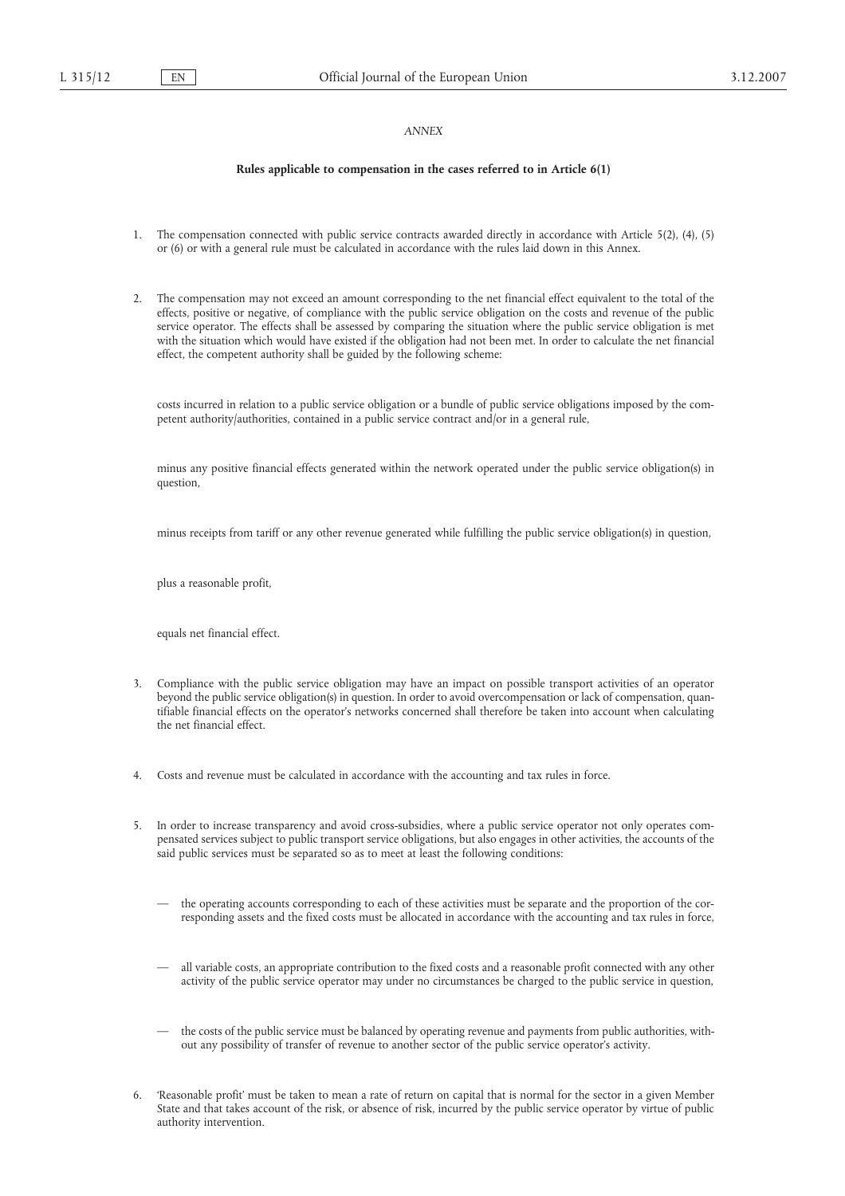*ANNEX*

**Rules applicable to compensation in the cases referred to in Article 6(1)**

1. The compensation connected with public service contracts awarded directly in accordance with Article 5(2), (4), (5) or (6) or with a general rule must be calculated in accordance with the rules laid down in this Annex.

2. The compensation may not exceed an amount corresponding to the net financial effect equivalent to the total of the effects, positive or negative, of compliance with the public service obligation on the costs and revenue of the public service operator. The effects shall be assessed by comparing the situation where the public service obligation is met with the situation which would have existed if the obligation had not been met. In order to calculate the net financial effect, the competent authority shall be guided by the following scheme:

   costs incurred in relation to a public service obligation or a bundle of public service obligations imposed by the competent authority/authorities, contained in a public service contract and/or in a general rule,

   minus any positive financial effects generated within the network operated under the public service obligation(s) in question,

   minus receipts from tariff or any other revenue generated while fulfilling the public service obligation(s) in question,

   plus a reasonable profit,

   equals net financial effect.

3. Compliance with the public service obligation may have an impact on possible transport activities of an operator beyond the public service obligation(s) in question. In order to avoid overcompensation or lack of compensation, quantifiable financial effects on the operator's networks concerned shall therefore be taken into account when calculating the net financial effect.

4. Costs and revenue must be calculated in accordance with the accounting and tax rules in force.

5. In order to increase transparency and avoid cross-subsidies, where a public service operator not only operates compensated services subject to public transport service obligations, but also engages in other activities, the accounts of the said public services must be separated so as to meet at least the following conditions:

   — the operating accounts corresponding to each of these activities must be separate and the proportion of the corresponding assets and the fixed costs must be allocated in accordance with the accounting and tax rules in force,

   — all variable costs, an appropriate contribution to the fixed costs and a reasonable profit connected with any other activity of the public service operator may under no circumstances be charged to the public service in question,

   — the costs of the public service must be balanced by operating revenue and payments from public authorities, without any possibility of transfer of revenue to another sector of the public service operator's activity.

6. 'Reasonable profit' must be taken to mean a rate of return on capital that is normal for the sector in a given Member State and that takes account of the risk, or absence of risk, incurred by the public service operator by virtue of public authority intervention.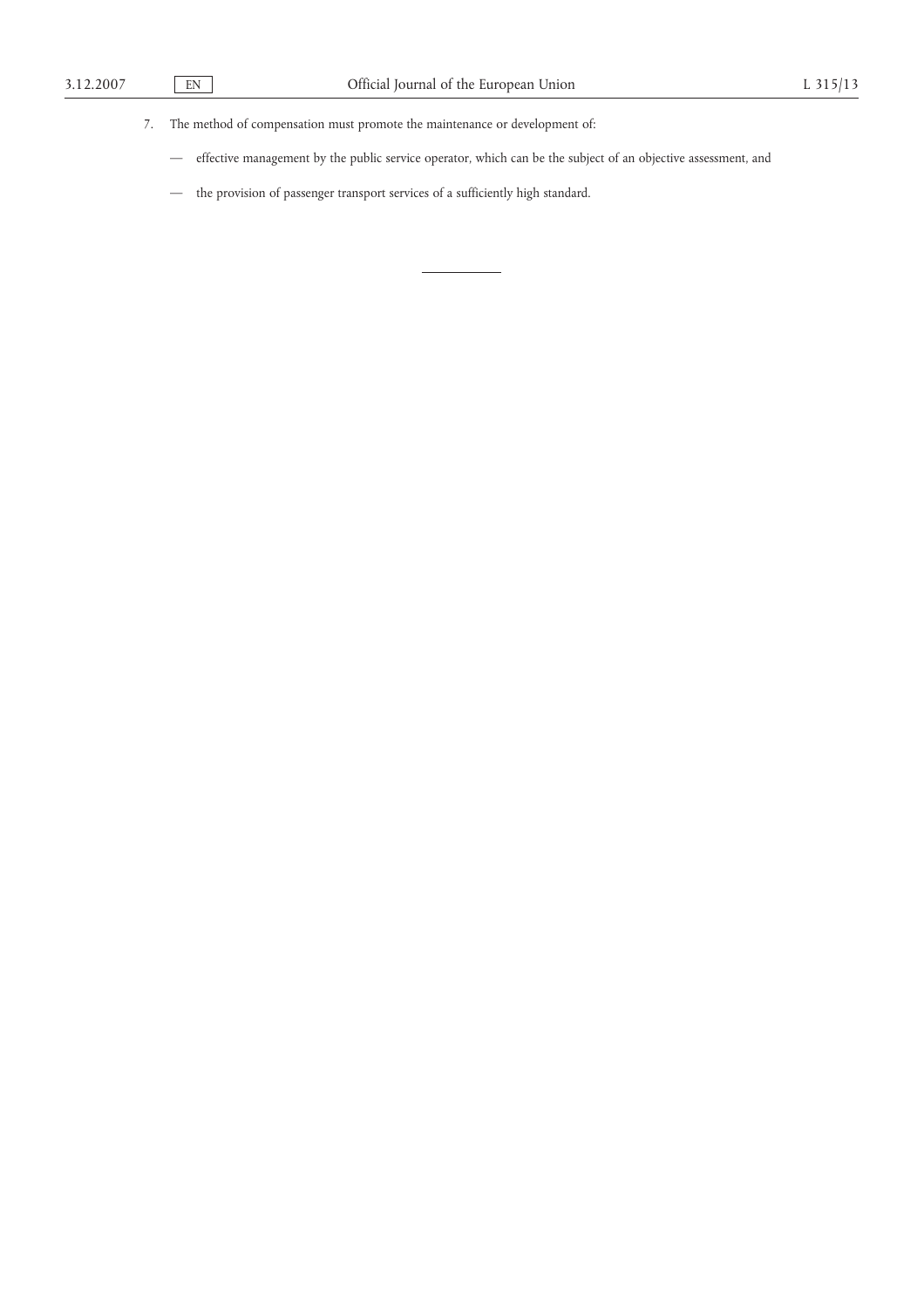7. The method of compensation must promote the maintenance or development of:

   — effective management by the public service operator, which can be the subject of an objective assessment, and

   — the provision of passenger transport services of a sufficiently high standard.